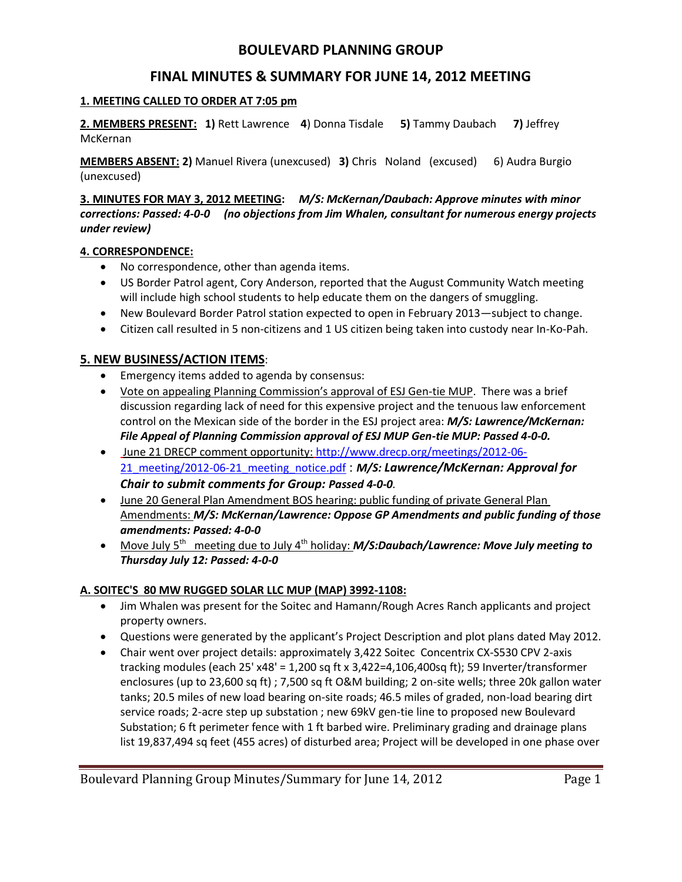# BOULEVARD PLANNING GROUP

## FINAL MINUTES & SUMMARY FOR JUNE 14, 2012 MEETING

**1. MEETING CALLED TO ORDER AT 7:05 pm**

**2. MEMBERS PRESENT:** **1)** Rett Lawrence **4**) Donna Tisdale **5)** Tammy Daubach **7)** Jeffrey McKernan

**MEMBERS ABSENT: 2)** Manuel Rivera (unexcused) **3)** Chris Noland (excused) 6) Audra Burgio (unexcused)

**3. MINUTES FOR MAY 3, 2012 MEETING:** ***M/S: McKernan/Daubach: Approve minutes with minor corrections: Passed: 4-0-0 (no objections from Jim Whalen, consultant for numerous energy projects under review)***

**4. CORRESPONDENCE:**

- No correspondence, other than agenda items.
- US Border Patrol agent, Cory Anderson, reported that the August Community Watch meeting will include high school students to help educate them on the dangers of smuggling.
- New Boulevard Border Patrol station expected to open in February 2013—subject to change.
- Citizen call resulted in 5 non-citizens and 1 US citizen being taken into custody near In-Ko-Pah.

**5. NEW BUSINESS/ACTION ITEMS**:

- Emergency items added to agenda by consensus:
- Vote on appealing Planning Commission's approval of ESJ Gen-tie MUP. There was a brief discussion regarding lack of need for this expensive project and the tenuous law enforcement control on the Mexican side of the border in the ESJ project area: ***M/S: Lawrence/McKernan: File Appeal of Planning Commission approval of ESJ MUP Gen-tie MUP: Passed 4-0-0.***
- June 21 DRECP comment opportunity: http://www.drecp.org/meetings/2012-06-21_meeting/2012-06-21_meeting_notice.pdf : ***M/S: Lawrence/McKernan: Approval for Chair to submit comments for Group: Passed 4-0-0***.
- June 20 General Plan Amendment BOS hearing: public funding of private General Plan Amendments: ***M/S: McKernan/Lawrence: Oppose GP Amendments and public funding of those amendments: Passed: 4-0-0***
- Move July 5th meeting due to July 4th holiday: ***M/S:Daubach/Lawrence: Move July meeting to Thursday July 12: Passed: 4-0-0***

**A. SOITEC'S 80 MW RUGGED SOLAR LLC MUP (MAP) 3992-1108:**

- Jim Whalen was present for the Soitec and Hamann/Rough Acres Ranch applicants and project property owners.
- Questions were generated by the applicant's Project Description and plot plans dated May 2012.
- Chair went over project details: approximately 3,422 Soitec Concentrix CX-S530 CPV 2-axis tracking modules (each 25' x48' = 1,200 sq ft x 3,422=4,106,400sq ft); 59 Inverter/transformer enclosures (up to 23,600 sq ft) ; 7,500 sq ft O&M building; 2 on-site wells; three 20k gallon water tanks; 20.5 miles of new load bearing on-site roads; 46.5 miles of graded, non-load bearing dirt service roads; 2-acre step up substation ; new 69kV gen-tie line to proposed new Boulevard Substation; 6 ft perimeter fence with 1 ft barbed wire. Preliminary grading and drainage plans list 19,837,494 sq feet (455 acres) of disturbed area; Project will be developed in one phase over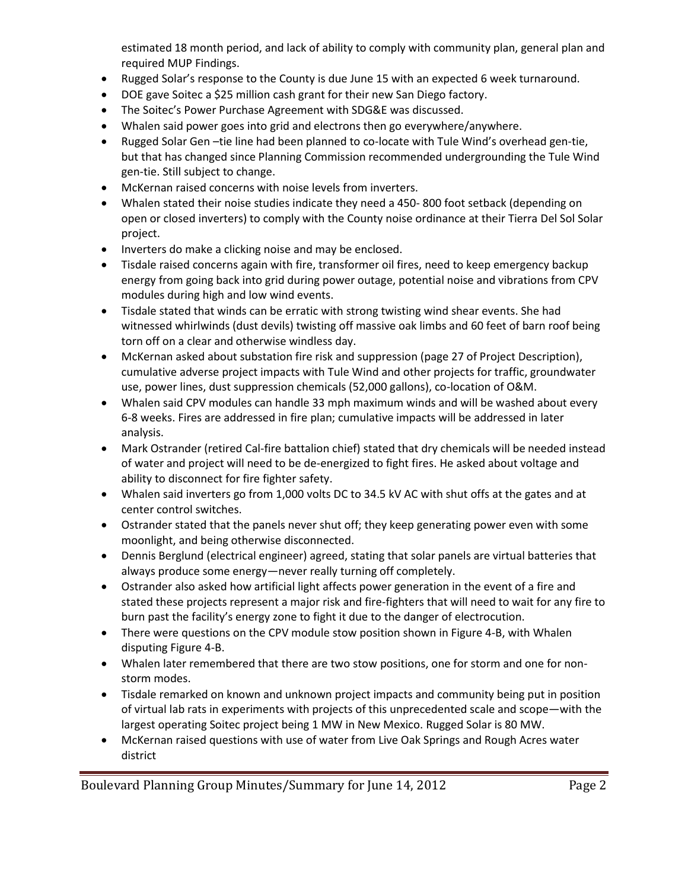estimated 18 month period, and lack of ability to comply with community plan, general plan and required MUP Findings.

- Rugged Solar's response to the County is due June 15 with an expected 6 week turnaround.
- DOE gave Soitec a $25 million cash grant for their new San Diego factory.
- The Soitec's Power Purchase Agreement with SDG&E was discussed.
- Whalen said power goes into grid and electrons then go everywhere/anywhere.
- Rugged Solar Gen –tie line had been planned to co-locate with Tule Wind's overhead gen-tie, but that has changed since Planning Commission recommended undergrounding the Tule Wind gen-tie. Still subject to change.
- McKernan raised concerns with noise levels from inverters.
- Whalen stated their noise studies indicate they need a 450- 800 foot setback (depending on open or closed inverters) to comply with the County noise ordinance at their Tierra Del Sol Solar project.
- Inverters do make a clicking noise and may be enclosed.
- Tisdale raised concerns again with fire, transformer oil fires, need to keep emergency backup energy from going back into grid during power outage, potential noise and vibrations from CPV modules during high and low wind events.
- Tisdale stated that winds can be erratic with strong twisting wind shear events. She had witnessed whirlwinds (dust devils) twisting off massive oak limbs and 60 feet of barn roof being torn off on a clear and otherwise windless day.
- McKernan asked about substation fire risk and suppression (page 27 of Project Description), cumulative adverse project impacts with Tule Wind and other projects for traffic, groundwater use, power lines, dust suppression chemicals (52,000 gallons), co-location of O&M.
- Whalen said CPV modules can handle 33 mph maximum winds and will be washed about every 6-8 weeks. Fires are addressed in fire plan; cumulative impacts will be addressed in later analysis.
- Mark Ostrander (retired Cal-fire battalion chief) stated that dry chemicals will be needed instead of water and project will need to be de-energized to fight fires. He asked about voltage and ability to disconnect for fire fighter safety.
- Whalen said inverters go from 1,000 volts DC to 34.5 kV AC with shut offs at the gates and at center control switches.
- Ostrander stated that the panels never shut off; they keep generating power even with some moonlight, and being otherwise disconnected.
- Dennis Berglund (electrical engineer) agreed, stating that solar panels are virtual batteries that always produce some energy—never really turning off completely.
- Ostrander also asked how artificial light affects power generation in the event of a fire and stated these projects represent a major risk and fire-fighters that will need to wait for any fire to burn past the facility's energy zone to fight it due to the danger of electrocution.
- There were questions on the CPV module stow position shown in Figure 4-B, with Whalen disputing Figure 4-B.
- Whalen later remembered that there are two stow positions, one for storm and one for non-storm modes.
- Tisdale remarked on known and unknown project impacts and community being put in position of virtual lab rats in experiments with projects of this unprecedented scale and scope—with the largest operating Soitec project being 1 MW in New Mexico. Rugged Solar is 80 MW.
- McKernan raised questions with use of water from Live Oak Springs and Rough Acres water district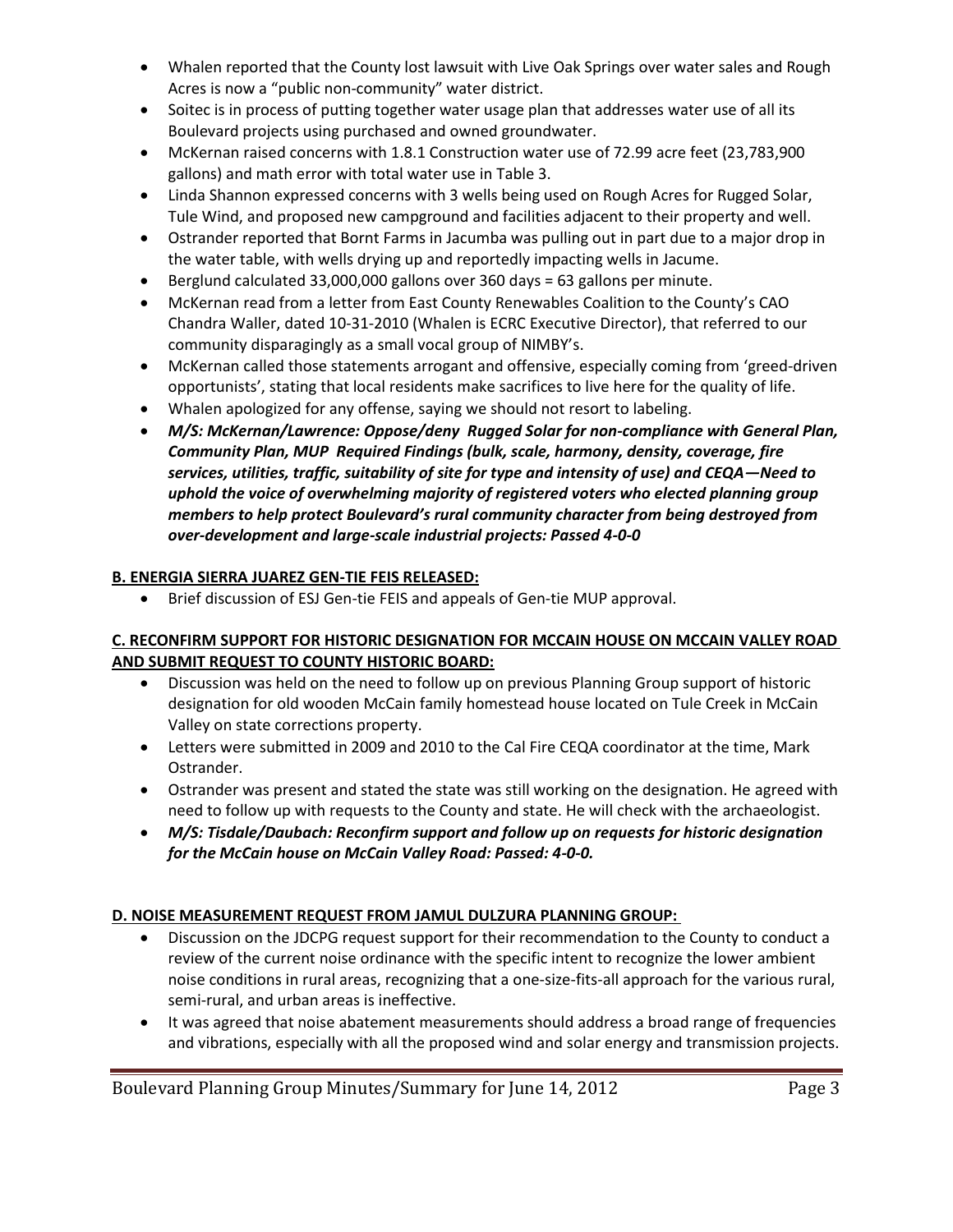- Whalen reported that the County lost lawsuit with Live Oak Springs over water sales and Rough Acres is now a "public non-community" water district.
- Soitec is in process of putting together water usage plan that addresses water use of all its Boulevard projects using purchased and owned groundwater.
- McKernan raised concerns with 1.8.1 Construction water use of 72.99 acre feet (23,783,900 gallons) and math error with total water use in Table 3.
- Linda Shannon expressed concerns with 3 wells being used on Rough Acres for Rugged Solar, Tule Wind, and proposed new campground and facilities adjacent to their property and well.
- Ostrander reported that Bornt Farms in Jacumba was pulling out in part due to a major drop in the water table, with wells drying up and reportedly impacting wells in Jacume.
- Berglund calculated 33,000,000 gallons over 360 days = 63 gallons per minute.
- McKernan read from a letter from East County Renewables Coalition to the County's CAO Chandra Waller, dated 10-31-2010 (Whalen is ECRC Executive Director), that referred to our community disparagingly as a small vocal group of NIMBY's.
- McKernan called those statements arrogant and offensive, especially coming from 'greed-driven opportunists', stating that local residents make sacrifices to live here for the quality of life.
- Whalen apologized for any offense, saying we should not resort to labeling.
- ***M/S: McKernan/Lawrence: Oppose/deny Rugged Solar for non-compliance with General Plan, Community Plan, MUP Required Findings (bulk, scale, harmony, density, coverage, fire services, utilities, traffic, suitability of site for type and intensity of use) and CEQA—Need to uphold the voice of overwhelming majority of registered voters who elected planning group members to help protect Boulevard's rural community character from being destroyed from over-development and large-scale industrial projects: Passed 4-0-0***

**B. ENERGIA SIERRA JUAREZ GEN-TIE FEIS RELEASED:**

- Brief discussion of ESJ Gen-tie FEIS and appeals of Gen-tie MUP approval.

**C. RECONFIRM SUPPORT FOR HISTORIC DESIGNATION FOR MCCAIN HOUSE ON MCCAIN VALLEY ROAD AND SUBMIT REQUEST TO COUNTY HISTORIC BOARD:**

- Discussion was held on the need to follow up on previous Planning Group support of historic designation for old wooden McCain family homestead house located on Tule Creek in McCain Valley on state corrections property.
- Letters were submitted in 2009 and 2010 to the Cal Fire CEQA coordinator at the time, Mark Ostrander.
- Ostrander was present and stated the state was still working on the designation. He agreed with need to follow up with requests to the County and state. He will check with the archaeologist.
- ***M/S: Tisdale/Daubach: Reconfirm support and follow up on requests for historic designation for the McCain house on McCain Valley Road: Passed: 4-0-0.***

**D. NOISE MEASUREMENT REQUEST FROM JAMUL DULZURA PLANNING GROUP:**

- Discussion on the JDCPG request support for their recommendation to the County to conduct a review of the current noise ordinance with the specific intent to recognize the lower ambient noise conditions in rural areas, recognizing that a one-size-fits-all approach for the various rural, semi-rural, and urban areas is ineffective.
- It was agreed that noise abatement measurements should address a broad range of frequencies and vibrations, especially with all the proposed wind and solar energy and transmission projects.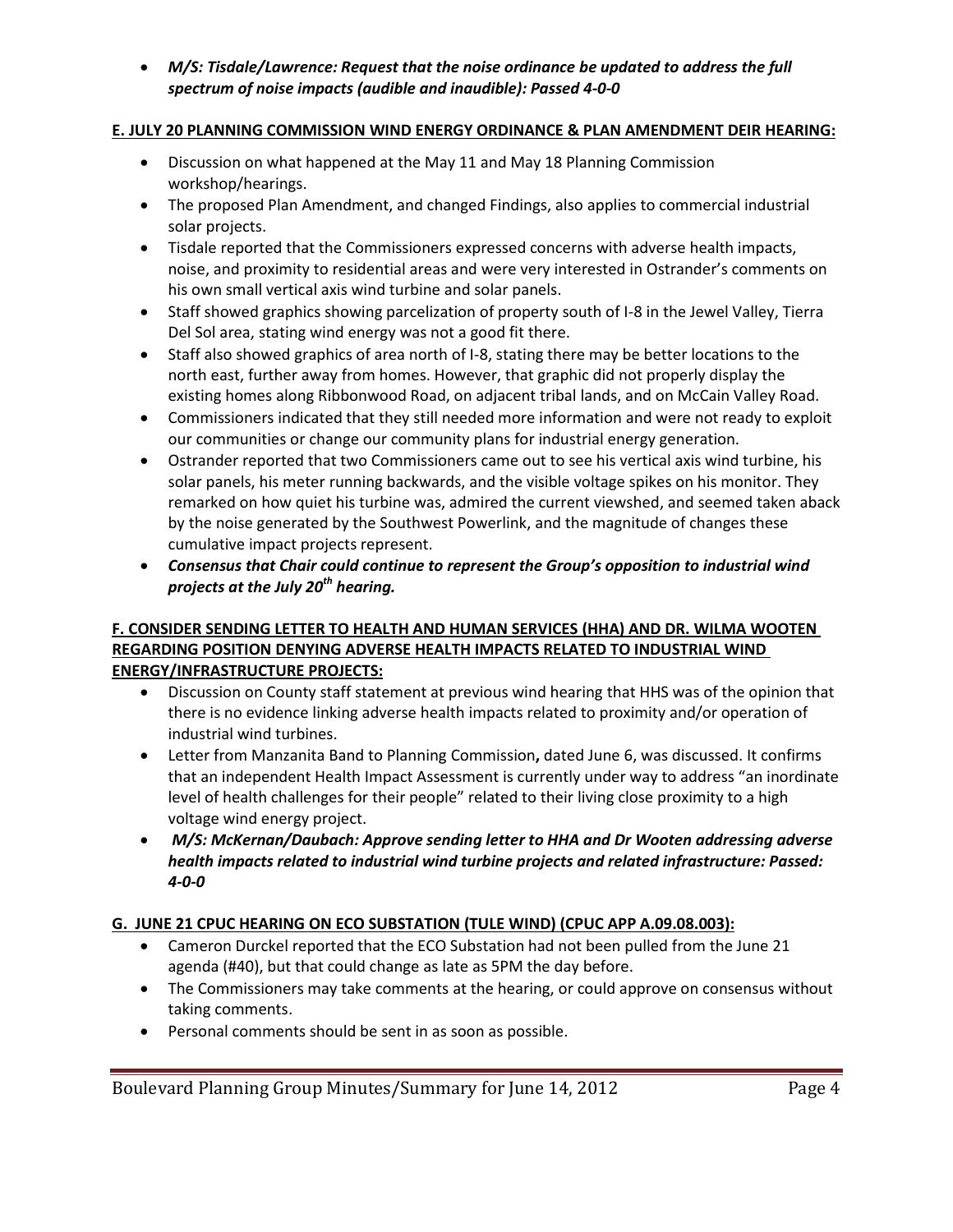- ***M/S: Tisdale/Lawrence: Request that the noise ordinance be updated to address the full spectrum of noise impacts (audible and inaudible): Passed 4-0-0***

**E. JULY 20 PLANNING COMMISSION WIND ENERGY ORDINANCE & PLAN AMENDMENT DEIR HEARING:**

- Discussion on what happened at the May 11 and May 18 Planning Commission workshop/hearings.
- The proposed Plan Amendment, and changed Findings, also applies to commercial industrial solar projects.
- Tisdale reported that the Commissioners expressed concerns with adverse health impacts, noise, and proximity to residential areas and were very interested in Ostrander's comments on his own small vertical axis wind turbine and solar panels.
- Staff showed graphics showing parcelization of property south of I-8 in the Jewel Valley, Tierra Del Sol area, stating wind energy was not a good fit there.
- Staff also showed graphics of area north of I-8, stating there may be better locations to the north east, further away from homes. However, that graphic did not properly display the existing homes along Ribbonwood Road, on adjacent tribal lands, and on McCain Valley Road.
- Commissioners indicated that they still needed more information and were not ready to exploit our communities or change our community plans for industrial energy generation.
- Ostrander reported that two Commissioners came out to see his vertical axis wind turbine, his solar panels, his meter running backwards, and the visible voltage spikes on his monitor. They remarked on how quiet his turbine was, admired the current viewshed, and seemed taken aback by the noise generated by the Southwest Powerlink, and the magnitude of changes these cumulative impact projects represent.
- ***Consensus that Chair could continue to represent the Group's opposition to industrial wind projects at the July 20th hearing.***

**F. CONSIDER SENDING LETTER TO HEALTH AND HUMAN SERVICES (HHA) AND DR. WILMA WOOTEN REGARDING POSITION DENYING ADVERSE HEALTH IMPACTS RELATED TO INDUSTRIAL WIND ENERGY/INFRASTRUCTURE PROJECTS:**

- Discussion on County staff statement at previous wind hearing that HHS was of the opinion that there is no evidence linking adverse health impacts related to proximity and/or operation of industrial wind turbines.
- Letter from Manzanita Band to Planning Commission**,** dated June 6, was discussed. It confirms that an independent Health Impact Assessment is currently under way to address "an inordinate level of health challenges for their people" related to their living close proximity to a high voltage wind energy project.
- ***M/S: McKernan/Daubach: Approve sending letter to HHA and Dr Wooten addressing adverse health impacts related to industrial wind turbine projects and related infrastructure: Passed: 4-0-0***

**G. JUNE 21 CPUC HEARING ON ECO SUBSTATION (TULE WIND) (CPUC APP A.09.08.003):**

- Cameron Durckel reported that the ECO Substation had not been pulled from the June 21 agenda (#40), but that could change as late as 5PM the day before.
- The Commissioners may take comments at the hearing, or could approve on consensus without taking comments.
- Personal comments should be sent in as soon as possible.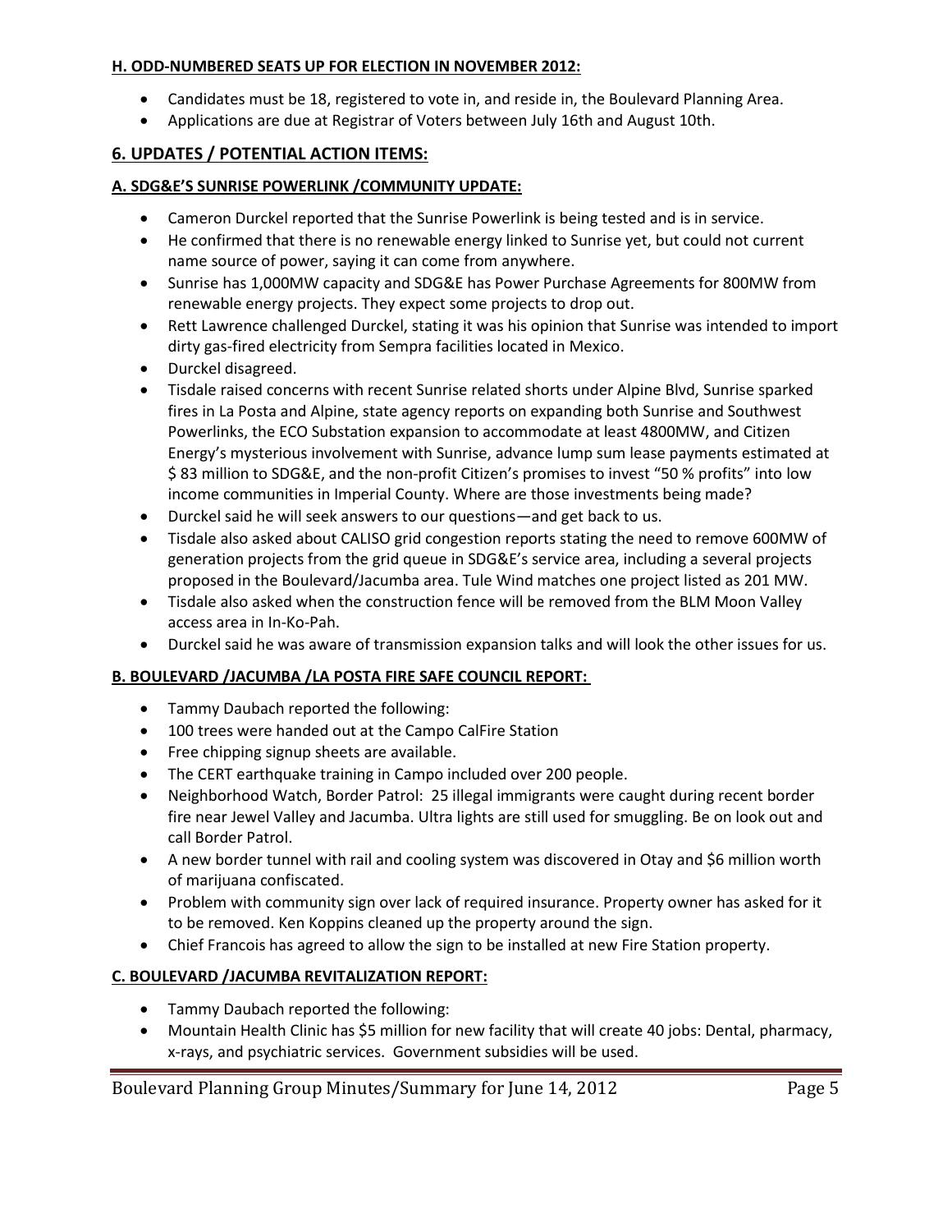#### H. ODD-NUMBERED SEATS UP FOR ELECTION IN NOVEMBER 2012:

- Candidates must be 18, registered to vote in, and reside in, the Boulevard Planning Area.
- Applications are due at Registrar of Voters between July 16th and August 10th.

## 6. UPDATES / POTENTIAL ACTION ITEMS:

#### A. SDG&E'S SUNRISE POWERLINK /COMMUNITY UPDATE:

- Cameron Durckel reported that the Sunrise Powerlink is being tested and is in service.
- He confirmed that there is no renewable energy linked to Sunrise yet, but could not current name source of power, saying it can come from anywhere.
- Sunrise has 1,000MW capacity and SDG&E has Power Purchase Agreements for 800MW from renewable energy projects. They expect some projects to drop out.
- Rett Lawrence challenged Durckel, stating it was his opinion that Sunrise was intended to import dirty gas-fired electricity from Sempra facilities located in Mexico.
- Durckel disagreed.
- Tisdale raised concerns with recent Sunrise related shorts under Alpine Blvd, Sunrise sparked fires in La Posta and Alpine, state agency reports on expanding both Sunrise and Southwest Powerlinks, the ECO Substation expansion to accommodate at least 4800MW, and Citizen Energy's mysterious involvement with Sunrise, advance lump sum lease payments estimated at $ 83 million to SDG&E, and the non-profit Citizen's promises to invest "50 % profits" into low income communities in Imperial County. Where are those investments being made?
- Durckel said he will seek answers to our questions—and get back to us.
- Tisdale also asked about CALISO grid congestion reports stating the need to remove 600MW of generation projects from the grid queue in SDG&E's service area, including a several projects proposed in the Boulevard/Jacumba area. Tule Wind matches one project listed as 201 MW.
- Tisdale also asked when the construction fence will be removed from the BLM Moon Valley access area in In-Ko-Pah.
- Durckel said he was aware of transmission expansion talks and will look the other issues for us.

#### B. BOULEVARD /JACUMBA /LA POSTA FIRE SAFE COUNCIL REPORT:

- Tammy Daubach reported the following:
- 100 trees were handed out at the Campo CalFire Station
- Free chipping signup sheets are available.
- The CERT earthquake training in Campo included over 200 people.
- Neighborhood Watch, Border Patrol: 25 illegal immigrants were caught during recent border fire near Jewel Valley and Jacumba. Ultra lights are still used for smuggling. Be on look out and call Border Patrol.
- A new border tunnel with rail and cooling system was discovered in Otay and $6 million worth of marijuana confiscated.
- Problem with community sign over lack of required insurance. Property owner has asked for it to be removed. Ken Koppins cleaned up the property around the sign.
- Chief Francois has agreed to allow the sign to be installed at new Fire Station property.

#### C. BOULEVARD /JACUMBA REVITALIZATION REPORT:

- Tammy Daubach reported the following:
- Mountain Health Clinic has $5 million for new facility that will create 40 jobs: Dental, pharmacy, x-rays, and psychiatric services. Government subsidies will be used.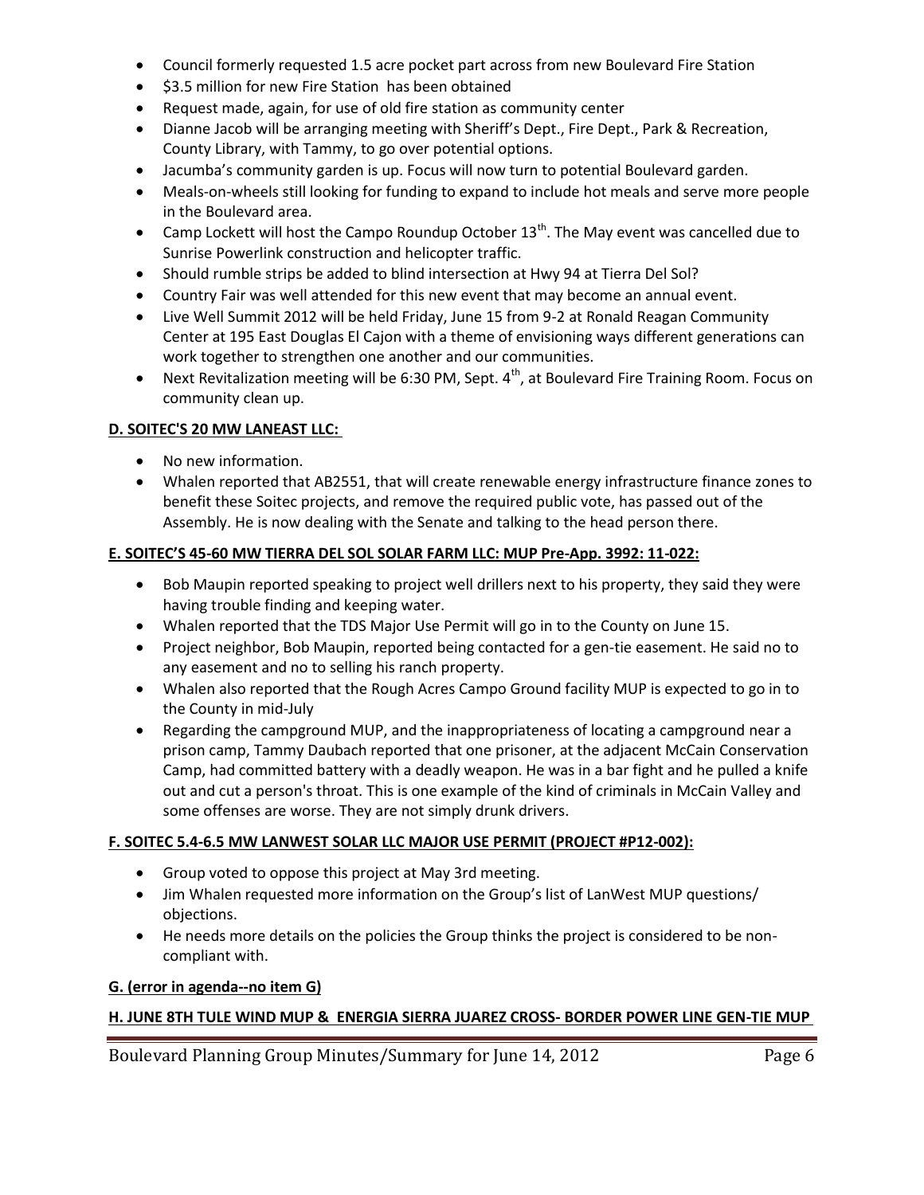- Council formerly requested 1.5 acre pocket part across from new Boulevard Fire Station
- $3.5 million for new Fire Station has been obtained
- Request made, again, for use of old fire station as community center
- Dianne Jacob will be arranging meeting with Sheriff's Dept., Fire Dept., Park & Recreation, County Library, with Tammy, to go over potential options.
- Jacumba's community garden is up. Focus will now turn to potential Boulevard garden.
- Meals-on-wheels still looking for funding to expand to include hot meals and serve more people in the Boulevard area.
- Camp Lockett will host the Campo Roundup October 13th. The May event was cancelled due to Sunrise Powerlink construction and helicopter traffic.
- Should rumble strips be added to blind intersection at Hwy 94 at Tierra Del Sol?
- Country Fair was well attended for this new event that may become an annual event.
- Live Well Summit 2012 will be held Friday, June 15 from 9-2 at Ronald Reagan Community Center at 195 East Douglas El Cajon with a theme of envisioning ways different generations can work together to strengthen one another and our communities.
- Next Revitalization meeting will be 6:30 PM, Sept. 4th, at Boulevard Fire Training Room. Focus on community clean up.

**D. SOITEC'S 20 MW LANEAST LLC:**

- No new information.
- Whalen reported that AB2551, that will create renewable energy infrastructure finance zones to benefit these Soitec projects, and remove the required public vote, has passed out of the Assembly. He is now dealing with the Senate and talking to the head person there.

**E. SOITEC'S 45-60 MW TIERRA DEL SOL SOLAR FARM LLC: MUP Pre-App. 3992: 11-022:**

- Bob Maupin reported speaking to project well drillers next to his property, they said they were having trouble finding and keeping water.
- Whalen reported that the TDS Major Use Permit will go in to the County on June 15.
- Project neighbor, Bob Maupin, reported being contacted for a gen-tie easement. He said no to any easement and no to selling his ranch property.
- Whalen also reported that the Rough Acres Campo Ground facility MUP is expected to go in to the County in mid-July
- Regarding the campground MUP, and the inappropriateness of locating a campground near a prison camp, Tammy Daubach reported that one prisoner, at the adjacent McCain Conservation Camp, had committed battery with a deadly weapon. He was in a bar fight and he pulled a knife out and cut a person's throat. This is one example of the kind of criminals in McCain Valley and some offenses are worse. They are not simply drunk drivers.

**F. SOITEC 5.4-6.5 MW LANWEST SOLAR LLC MAJOR USE PERMIT (PROJECT #P12-002):**

- Group voted to oppose this project at May 3rd meeting.
- Jim Whalen requested more information on the Group's list of LanWest MUP questions/ objections.
- He needs more details on the policies the Group thinks the project is considered to be non-compliant with.

**G. (error in agenda--no item G)**

**H. JUNE 8TH TULE WIND MUP & ENERGIA SIERRA JUAREZ CROSS- BORDER POWER LINE GEN-TIE MUP**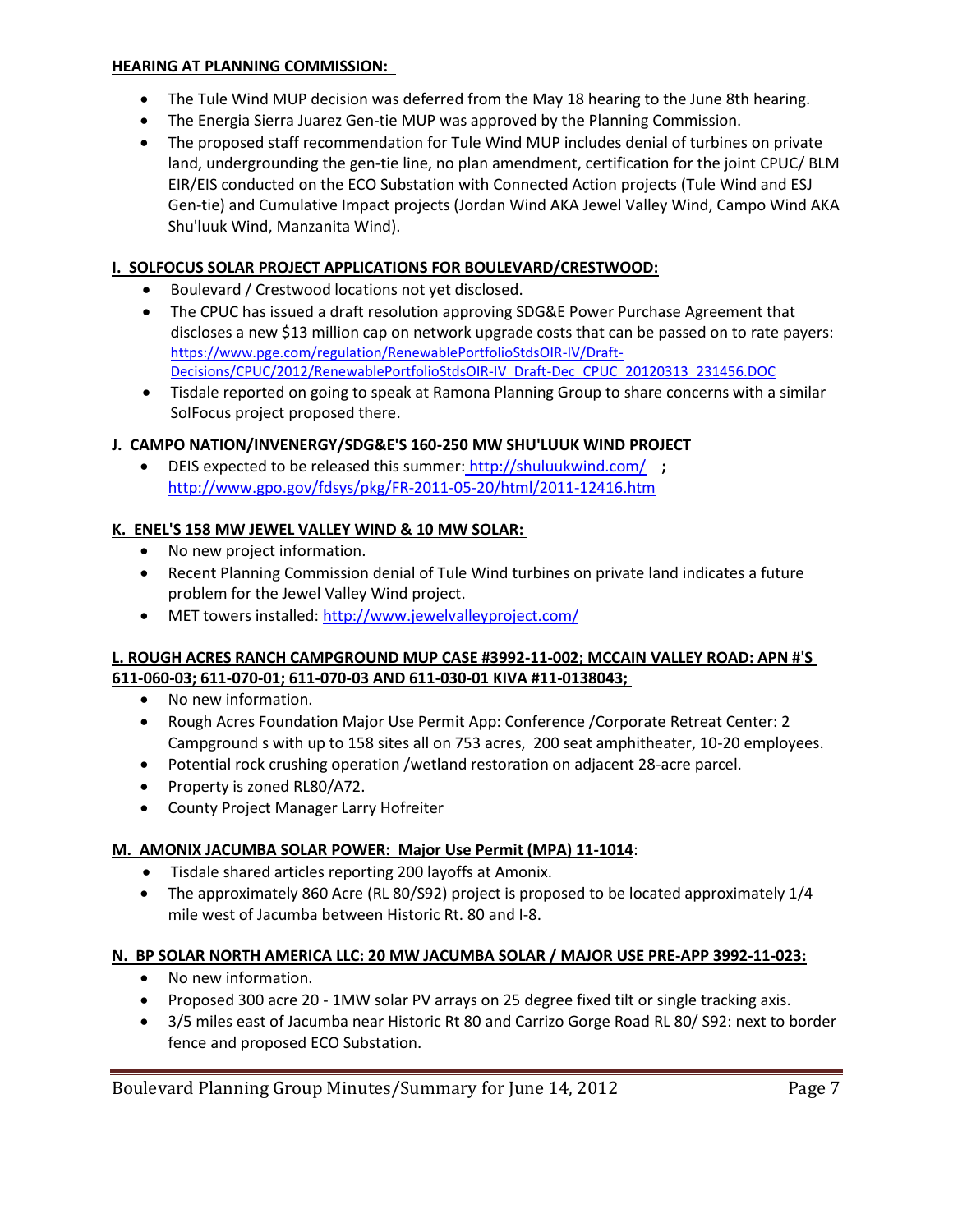**HEARING AT PLANNING COMMISSION:**

- The Tule Wind MUP decision was deferred from the May 18 hearing to the June 8th hearing.
- The Energia Sierra Juarez Gen-tie MUP was approved by the Planning Commission.
- The proposed staff recommendation for Tule Wind MUP includes denial of turbines on private land, undergrounding the gen-tie line, no plan amendment, certification for the joint CPUC/ BLM EIR/EIS conducted on the ECO Substation with Connected Action projects (Tule Wind and ESJ Gen-tie) and Cumulative Impact projects (Jordan Wind AKA Jewel Valley Wind, Campo Wind AKA Shu'luuk Wind, Manzanita Wind).

**I. SOLFOCUS SOLAR PROJECT APPLICATIONS FOR BOULEVARD/CRESTWOOD:**

- Boulevard / Crestwood locations not yet disclosed.
- The CPUC has issued a draft resolution approving SDG&E Power Purchase Agreement that discloses a new $13 million cap on network upgrade costs that can be passed on to rate payers: https://www.pge.com/regulation/RenewablePortfolioStdsOIR-IV/Draft-Decisions/CPUC/2012/RenewablePortfolioStdsOIR-IV_Draft-Dec_CPUC_20120313_231456.DOC
- Tisdale reported on going to speak at Ramona Planning Group to share concerns with a similar SolFocus project proposed there.

**J. CAMPO NATION/INVENERGY/SDG&E'S 160-250 MW SHU'LUUK WIND PROJECT**

- DEIS expected to be released this summer: http://shuluukwind.com/ ; http://www.gpo.gov/fdsys/pkg/FR-2011-05-20/html/2011-12416.htm

**K. ENEL'S 158 MW JEWEL VALLEY WIND & 10 MW SOLAR:**

- No new project information.
- Recent Planning Commission denial of Tule Wind turbines on private land indicates a future problem for the Jewel Valley Wind project.
- MET towers installed: http://www.jewelvalleyproject.com/

**L. ROUGH ACRES RANCH CAMPGROUND MUP CASE #3992-11-002; MCCAIN VALLEY ROAD: APN #'S 611-060-03; 611-070-01; 611-070-03 AND 611-030-01 KIVA #11-0138043;**

- No new information.
- Rough Acres Foundation Major Use Permit App: Conference /Corporate Retreat Center: 2 Campground s with up to 158 sites all on 753 acres, 200 seat amphitheater, 10-20 employees.
- Potential rock crushing operation /wetland restoration on adjacent 28-acre parcel.
- Property is zoned RL80/A72.
- County Project Manager Larry Hofreiter

**M. AMONIX JACUMBA SOLAR POWER: Major Use Permit (MPA) 11-1014**:

- Tisdale shared articles reporting 200 layoffs at Amonix.
- The approximately 860 Acre (RL 80/S92) project is proposed to be located approximately 1/4 mile west of Jacumba between Historic Rt. 80 and I-8.

**N. BP SOLAR NORTH AMERICA LLC: 20 MW JACUMBA SOLAR / MAJOR USE PRE-APP 3992-11-023:**

- No new information.
- Proposed 300 acre 20 - 1MW solar PV arrays on 25 degree fixed tilt or single tracking axis.
- 3/5 miles east of Jacumba near Historic Rt 80 and Carrizo Gorge Road RL 80/ S92: next to border fence and proposed ECO Substation.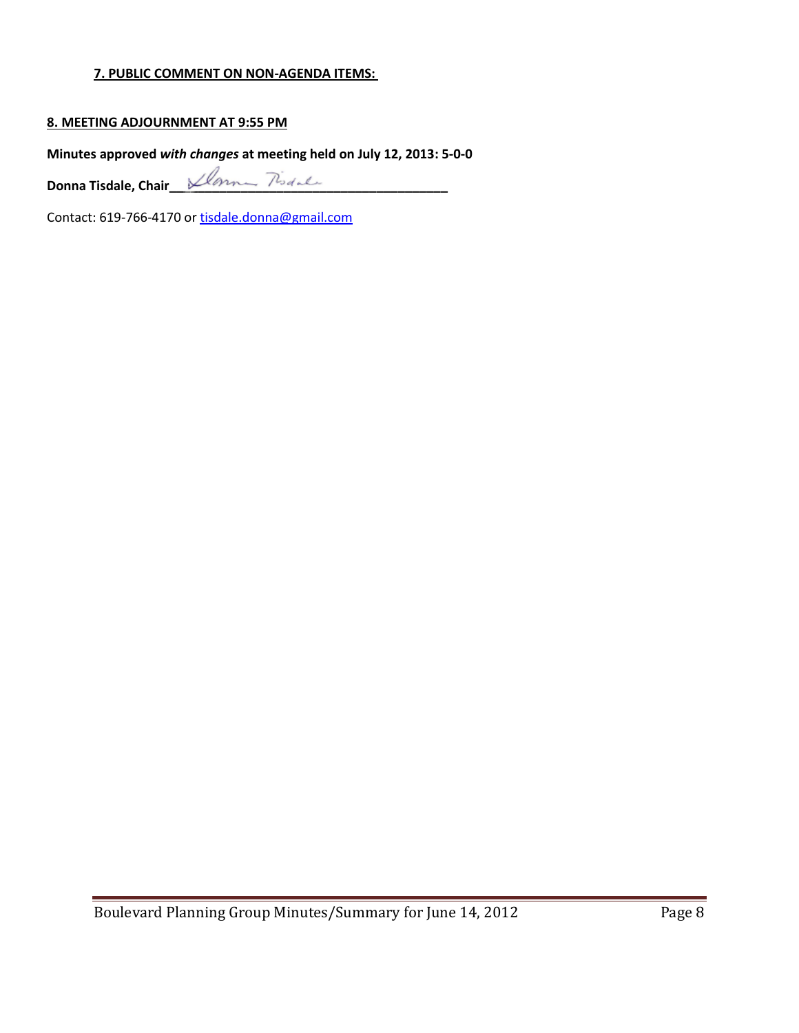**7. PUBLIC COMMENT ON NON-AGENDA ITEMS:**

**8. MEETING ADJOURNMENT AT 9:55 PM**

**Minutes approved *with changes* at meeting held on July 12, 2013: 5-0-0**

**Donna Tisdale, Chair**\_\_\_\_\_\_\_\_\_\_\_\_\_\_\_\_\_\_\_\_\_\_\_\_\_\_\_\_\_\_\_\_\_\_\_\_\_\_\_\_

Contact: 619-766-4170 or tisdale.donna@gmail.com